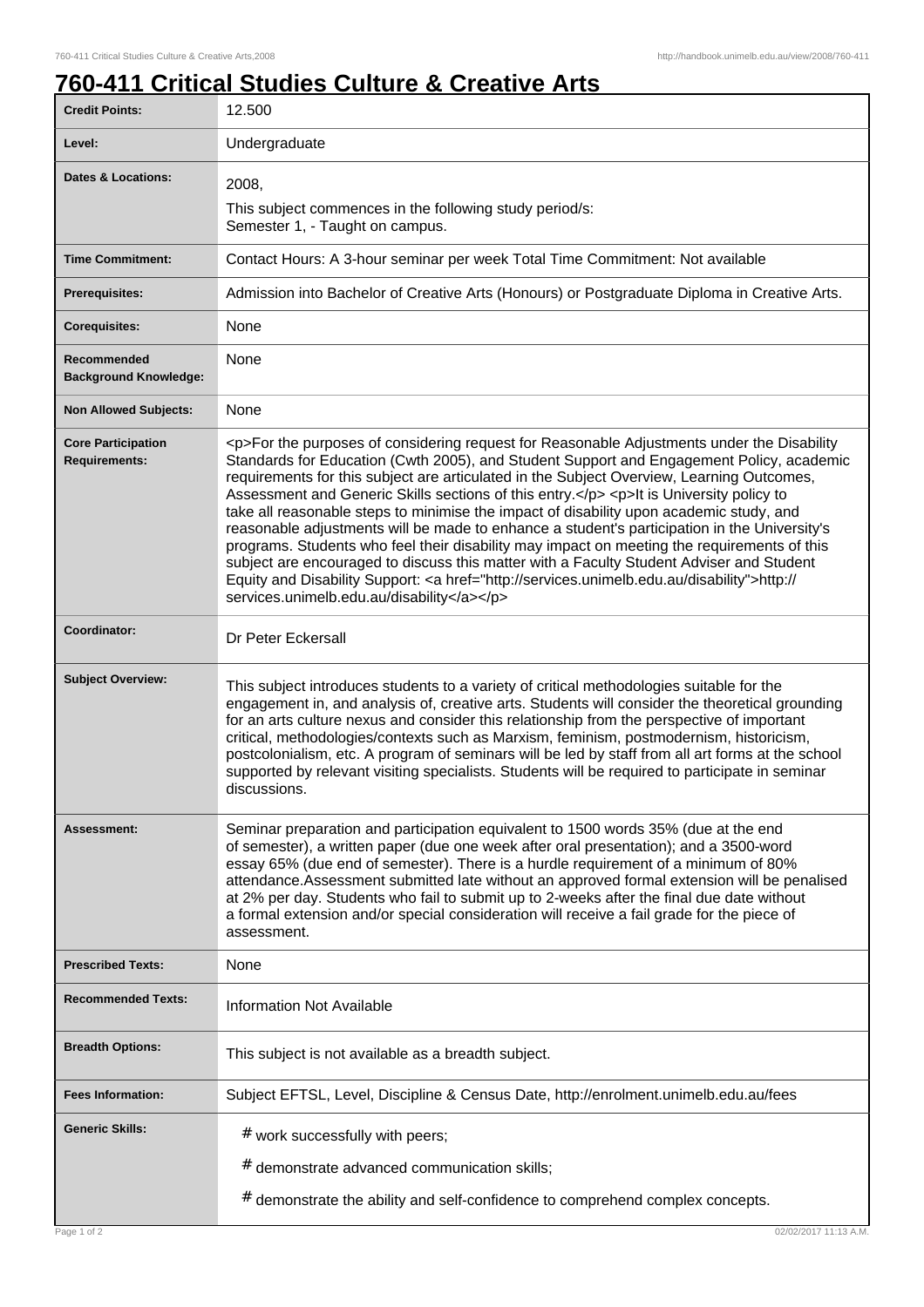# 760-411 Critical Studies Culture & Creative Arts

| | |
|---|---|
| **Credit Points:** | 12.500 |
| **Level:** | Undergraduate |
| **Dates & Locations:** | 2008,<br>This subject commences in the following study period/s:<br>Semester 1, - Taught on campus. |
| **Time Commitment:** | Contact Hours: A 3-hour seminar per week Total Time Commitment: Not available |
| **Prerequisites:** | Admission into Bachelor of Creative Arts (Honours) or Postgraduate Diploma in Creative Arts. |
| **Corequisites:** | None |
| **Recommended Background Knowledge:** | None |
| **Non Allowed Subjects:** | None |
| **Core Participation Requirements:** | <p>For the purposes of considering request for Reasonable Adjustments under the Disability Standards for Education (Cwth 2005), and Student Support and Engagement Policy, academic requirements for this subject are articulated in the Subject Overview, Learning Outcomes, Assessment and Generic Skills sections of this entry.</p> <p>It is University policy to take all reasonable steps to minimise the impact of disability upon academic study, and reasonable adjustments will be made to enhance a student's participation in the University's programs. Students who feel their disability may impact on meeting the requirements of this subject are encouraged to discuss this matter with a Faculty Student Adviser and Student Equity and Disability Support: <a href="http://services.unimelb.edu.au/disability">http://services.unimelb.edu.au/disability</a></p> |
| **Coordinator:** | Dr Peter Eckersall |
| **Subject Overview:** | This subject introduces students to a variety of critical methodologies suitable for the engagement in, and analysis of, creative arts. Students will consider the theoretical grounding for an arts culture nexus and consider this relationship from the perspective of important critical, methodologies/contexts such as Marxism, feminism, postmodernism, historicism, postcolonialism, etc. A program of seminars will be led by staff from all art forms at the school supported by relevant visiting specialists. Students will be required to participate in seminar discussions. |
| **Assessment:** | Seminar preparation and participation equivalent to 1500 words 35% (due at the end of semester), a written paper (due one week after oral presentation); and a 3500-word essay 65% (due end of semester). There is a hurdle requirement of a minimum of 80% attendance.Assessment submitted late without an approved formal extension will be penalised at 2% per day. Students who fail to submit up to 2-weeks after the final due date without a formal extension and/or special consideration will receive a fail grade for the piece of assessment. |
| **Prescribed Texts:** | None |
| **Recommended Texts:** | Information Not Available |
| **Breadth Options:** | This subject is not available as a breadth subject. |
| **Fees Information:** | Subject EFTSL, Level, Discipline & Census Date, http://enrolment.unimelb.edu.au/fees |
| **Generic Skills:** | # work successfully with peers;<br># demonstrate advanced communication skills;<br># demonstrate the ability and self-confidence to comprehend complex concepts. |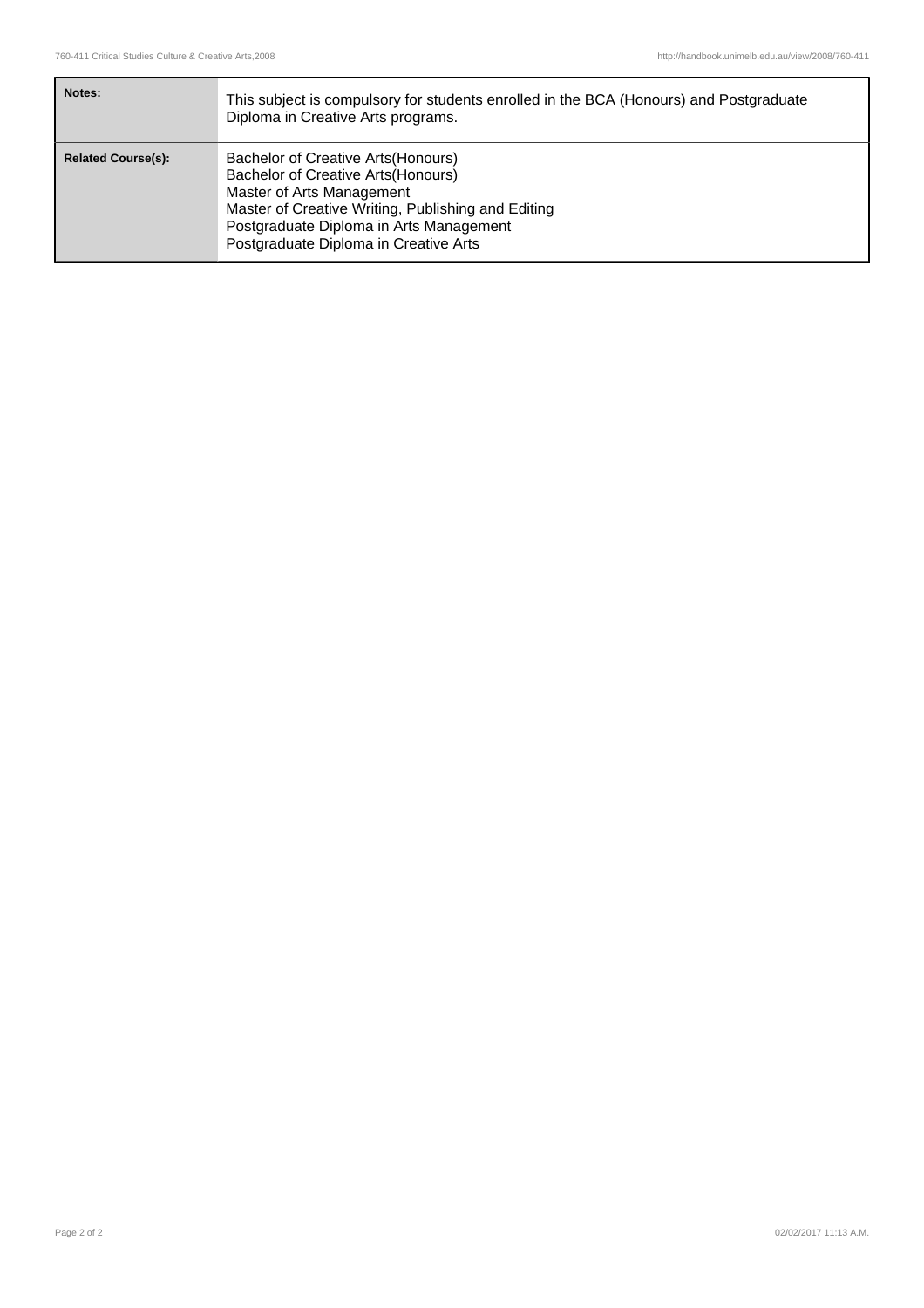| | |
|---|---|
| **Notes:** | This subject is compulsory for students enrolled in the BCA (Honours) and Postgraduate Diploma in Creative Arts programs. |
| **Related Course(s):** | Bachelor of Creative Arts(Honours)<br>Bachelor of Creative Arts(Honours)<br>Master of Arts Management<br>Master of Creative Writing, Publishing and Editing<br>Postgraduate Diploma in Arts Management<br>Postgraduate Diploma in Creative Arts |